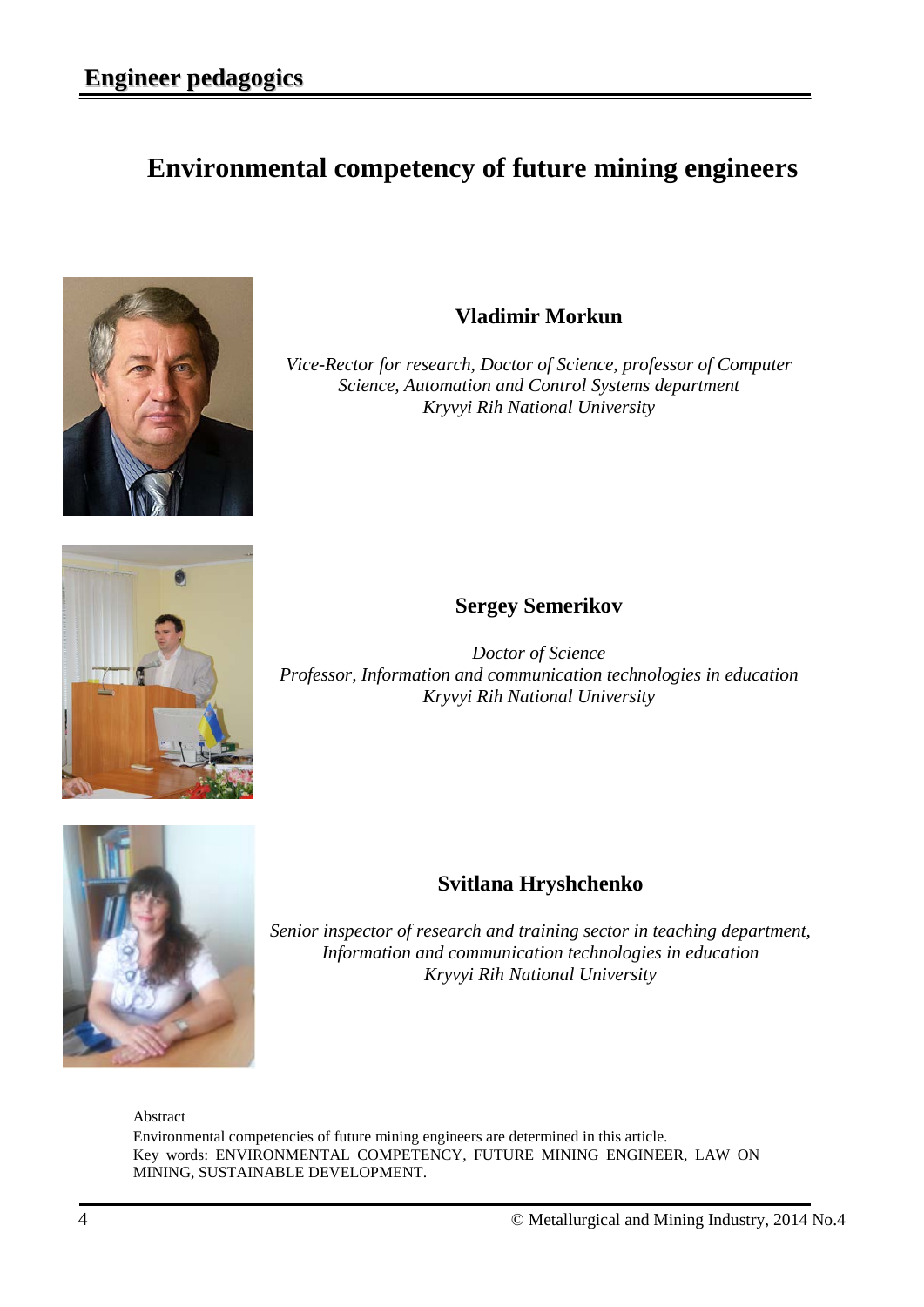**Engineer pedagogics**

# Environmental competency of future mining engineers

### Vladimir Morkun

*Vice-Rector for research, Doctor of Science, professor of Computer Science, Automation and Control Systems department*
*Kryvyi Rih National University*

### Sergey Semerikov

*Doctor of Science*
*Professor, Information and communication technologies in education*
*Kryvyi Rih National University*

### Svitlana Hryshchenko

*Senior inspector of research and training sector in teaching department, Information and communication technologies in education*
*Kryvyi Rih National University*

Abstract

Environmental competencies of future mining engineers are determined in this article.

Key words: ENVIRONMENTAL COMPETENCY, FUTURE MINING ENGINEER, LAW ON MINING, SUSTAINABLE DEVELOPMENT.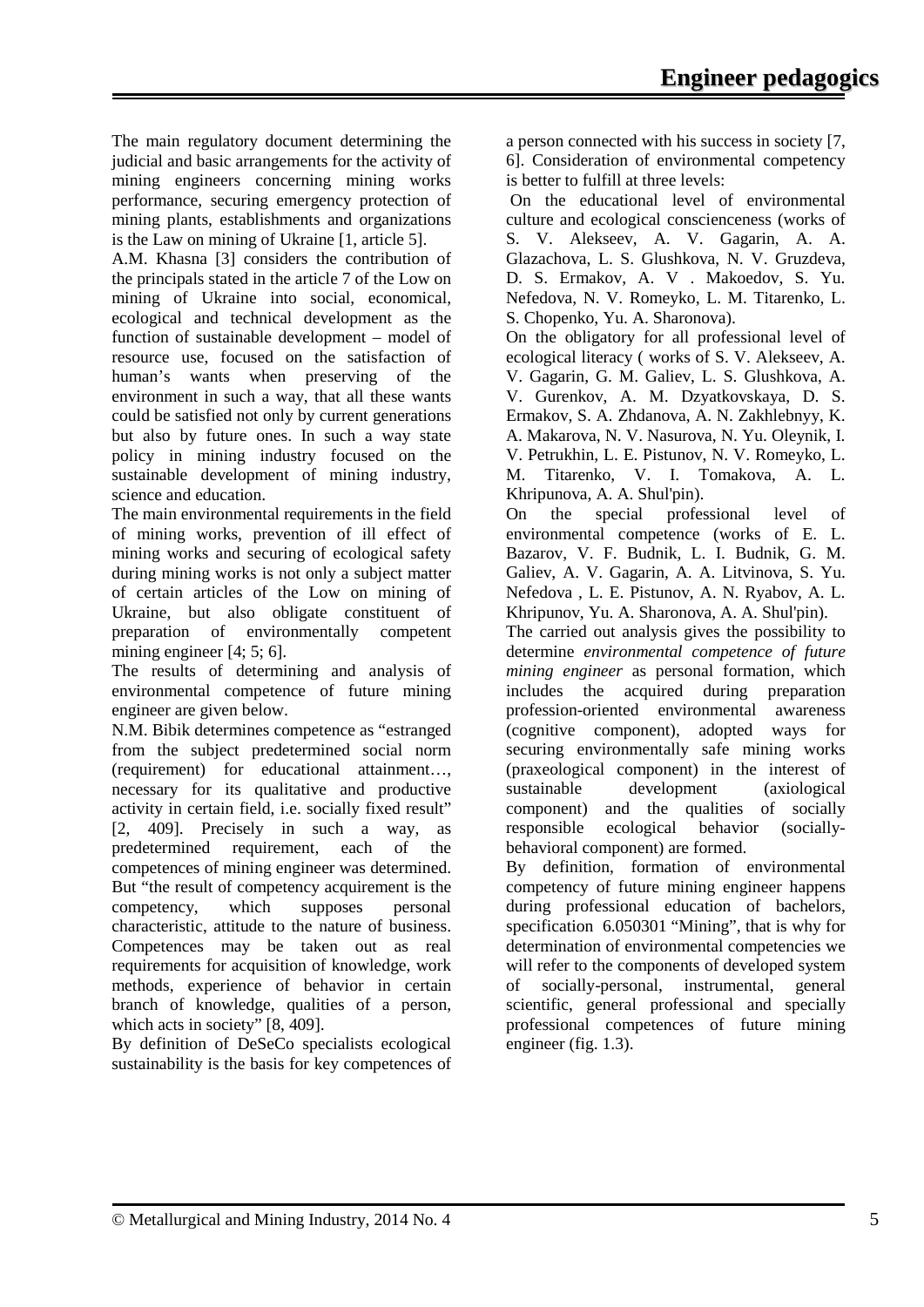The main regulatory document determining the judicial and basic arrangements for the activity of mining engineers concerning mining works performance, securing emergency protection of mining plants, establishments and organizations is the Law on mining of Ukraine [1, article 5].

A.M. Khasna [3] considers the contribution of the principals stated in the article 7 of the Low on mining of Ukraine into social, economical, ecological and technical development as the function of sustainable development – model of resource use, focused on the satisfaction of human's wants when preserving of the environment in such a way, that all these wants could be satisfied not only by current generations but also by future ones. In such a way state policy in mining industry focused on the sustainable development of mining industry, science and education.

The main environmental requirements in the field of mining works, prevention of ill effect of mining works and securing of ecological safety during mining works is not only a subject matter of certain articles of the Low on mining of Ukraine, but also obligate constituent of preparation of environmentally competent mining engineer [4; 5; 6].

The results of determining and analysis of environmental competence of future mining engineer are given below.

N.M. Bibik determines competence as "estranged from the subject predetermined social norm (requirement) for educational attainment…, necessary for its qualitative and productive activity in certain field, i.e. socially fixed result" [2, 409]. Precisely in such a way, as predetermined requirement, each of the competences of mining engineer was determined. But "the result of competency acquirement is the competency, which supposes personal characteristic, attitude to the nature of business. Competences may be taken out as real requirements for acquisition of knowledge, work methods, experience of behavior in certain branch of knowledge, qualities of a person, which acts in society" [8, 409].

By definition of DeSeCo specialists ecological sustainability is the basis for key competences of a person connected with his success in society [7, 6]. Consideration of environmental competency is better to fulfill at three levels:

On the educational level of environmental culture and ecological conscienceness (works of S. V. Alekseev, A. V. Gagarin, A. A. Glazachova, L. S. Glushkova, N. V. Gruzdeva, D. S. Ermakov, A. V . Makoedov, S. Yu. Nefedova, N. V. Romeyko, L. M. Titarenko, L. S. Chopenko, Yu. A. Sharonova).

On the obligatory for all professional level of ecological literacy ( works of S. V. Alekseev, A. V. Gagarin, G. M. Galiev, L. S. Glushkova, A. V. Gurenkov, A. M. Dzyatkovskaya, D. S. Ermakov, S. A. Zhdanova, A. N. Zakhlebnyy, K. A. Makarova, N. V. Nasurova, N. Yu. Oleynik, I. V. Petrukhin, L. E. Pistunov, N. V. Romeyko, L. M. Titarenko, V. I. Tomakova, A. L. Khripunova, A. A. Shul'pin).

On the special professional level of environmental competence (works of E. L. Bazarov, V. F. Budnik, L. I. Budnik, G. M. Galiev, A. V. Gagarin, A. A. Litvinova, S. Yu. Nefedova , L. E. Pistunov, A. N. Ryabov, A. L. Khripunov, Yu. A. Sharonova, A. A. Shul'pin).

The carried out analysis gives the possibility to determine *environmental competence of future mining engineer* as personal formation, which includes the acquired during preparation profession-oriented environmental awareness (cognitive component), adopted ways for securing environmentally safe mining works (praxeological component) in the interest of sustainable development (axiological component) and the qualities of socially responsible ecological behavior (socially-behavioral component) are formed.

By definition, formation of environmental competency of future mining engineer happens during professional education of bachelors, specification 6.050301 "Mining", that is why for determination of environmental competencies we will refer to the components of developed system of socially-personal, instrumental, general scientific, general professional and specially professional competences of future mining engineer (fig. 1.3).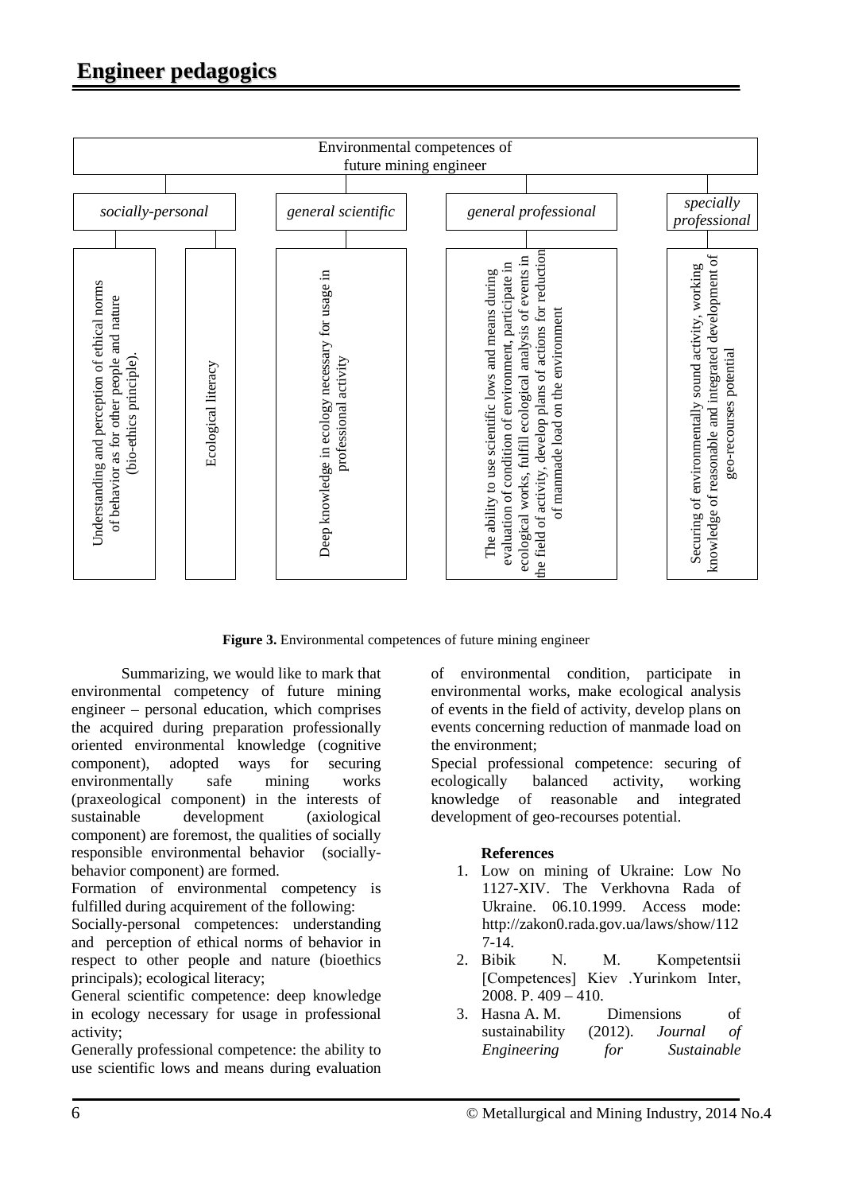Environmental competences of future mining engineer

*socially-personal*

Understanding and perception of ethical norms of behavior as for other people and nature (bio-ethics principle).

Ecological literacy

*general scientific*

Deep knowledge in ecology necessary for usage in professional activity

*general professional*

The ability to use scientific lows and means during evaluation of condition of environment, participate in ecological works, fulfill ecological analysis of events in the field of activity, develop plans of actions for reduction of manmade load on the environment

*specially professional*

Securing of environmentally sound activity, working knowledge of reasonable and integrated development of geo-recourses potential

**Figure 3.** Environmental competences of future mining engineer

Summarizing, we would like to mark that environmental competency of future mining engineer – personal education, which comprises the acquired during preparation professionally oriented environmental knowledge (cognitive component), adopted ways for securing environmentally safe mining works (praxeological component) in the interests of sustainable development (axiological component) are foremost, the qualities of socially responsible environmental behavior (socially-behavior component) are formed.

Formation of environmental competency is fulfilled during acquirement of the following:

Socially-personal competences: understanding and perception of ethical norms of behavior in respect to other people and nature (bioethics principals); ecological literacy;

General scientific competence: deep knowledge in ecology necessary for usage in professional activity;

Generally professional competence: the ability to use scientific lows and means during evaluation of environmental condition, participate in environmental works, make ecological analysis of events in the field of activity, develop plans on events concerning reduction of manmade load on the environment;

Special professional competence: securing of ecologically balanced activity, working knowledge of reasonable and integrated development of geo-recourses potential.

**References**

1. Low on mining of Ukraine: Low No 1127-XIV. The Verkhovna Rada of Ukraine. 06.10.1999. Access mode: http://zakon0.rada.gov.ua/laws/show/1127-14.
2. Bibik N. M. Kompetentsii [Competences] Kiev .Yurinkom Inter, 2008. P. 409 – 410.
3. Hasna A. M. Dimensions of sustainability (2012). *Journal of Engineering for Sustainable*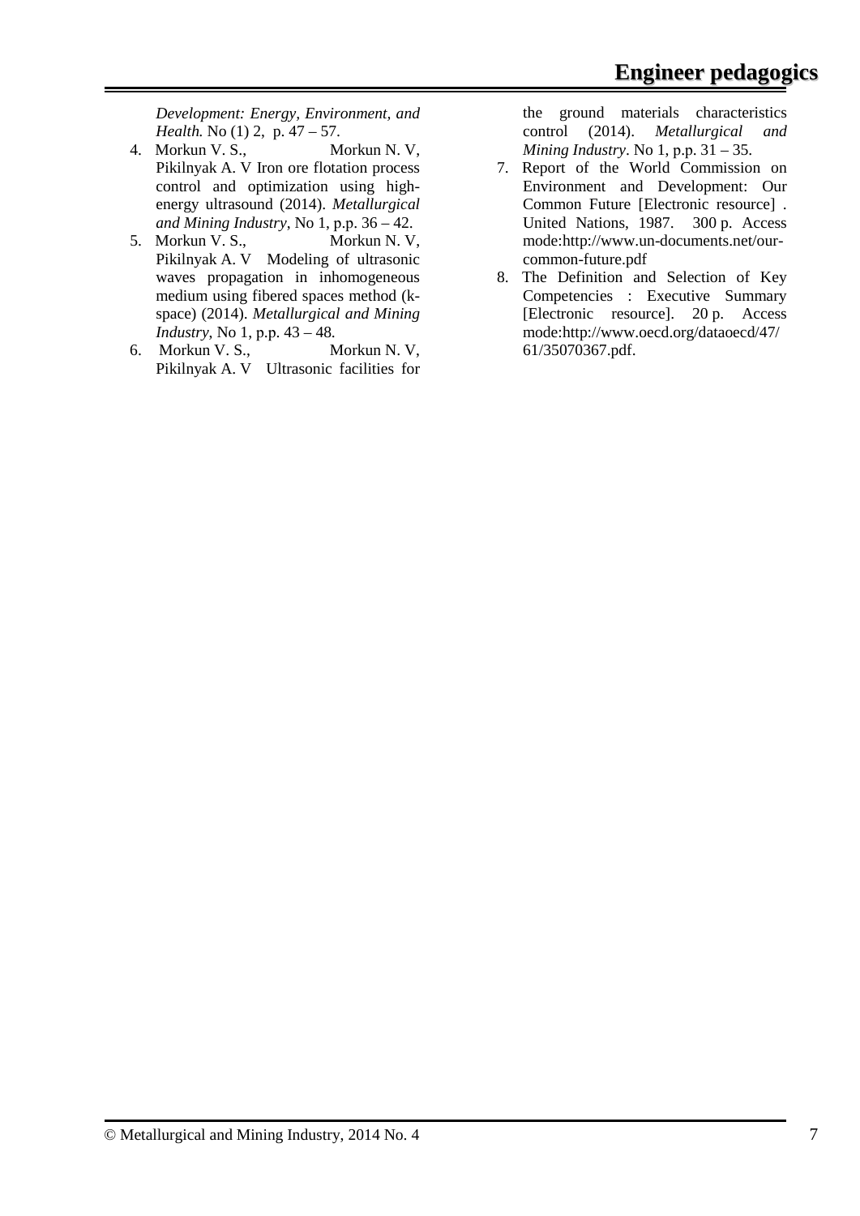*Development: Energy, Environment, and Health.* No (1) 2, p. 47 – 57.

4. Morkun V. S., Morkun N. V, Pikilnyak A. V Iron ore flotation process control and optimization using high-energy ultrasound (2014). *Metallurgical and Mining Industry*, No 1, p.p. 36 – 42.
5. Morkun V. S., Morkun N. V, Pikilnyak A. V Modeling of ultrasonic waves propagation in inhomogeneous medium using fibered spaces method (k-space) (2014). *Metallurgical and Mining Industry*, No 1, p.p. 43 – 48.
6. Morkun V. S., Morkun N. V, Pikilnyak A. V Ultrasonic facilities for the ground materials characteristics control (2014). *Metallurgical and Mining Industry*. No 1, p.p. 31 – 35.
7. Report of the World Commission on Environment and Development: Our Common Future [Electronic resource] . United Nations, 1987. 300 p. Access mode:http://www.un-documents.net/our-common-future.pdf
8. The Definition and Selection of Key Competencies : Executive Summary [Electronic resource]. 20 p. Access mode:http://www.oecd.org/dataoecd/47/61/35070367.pdf.